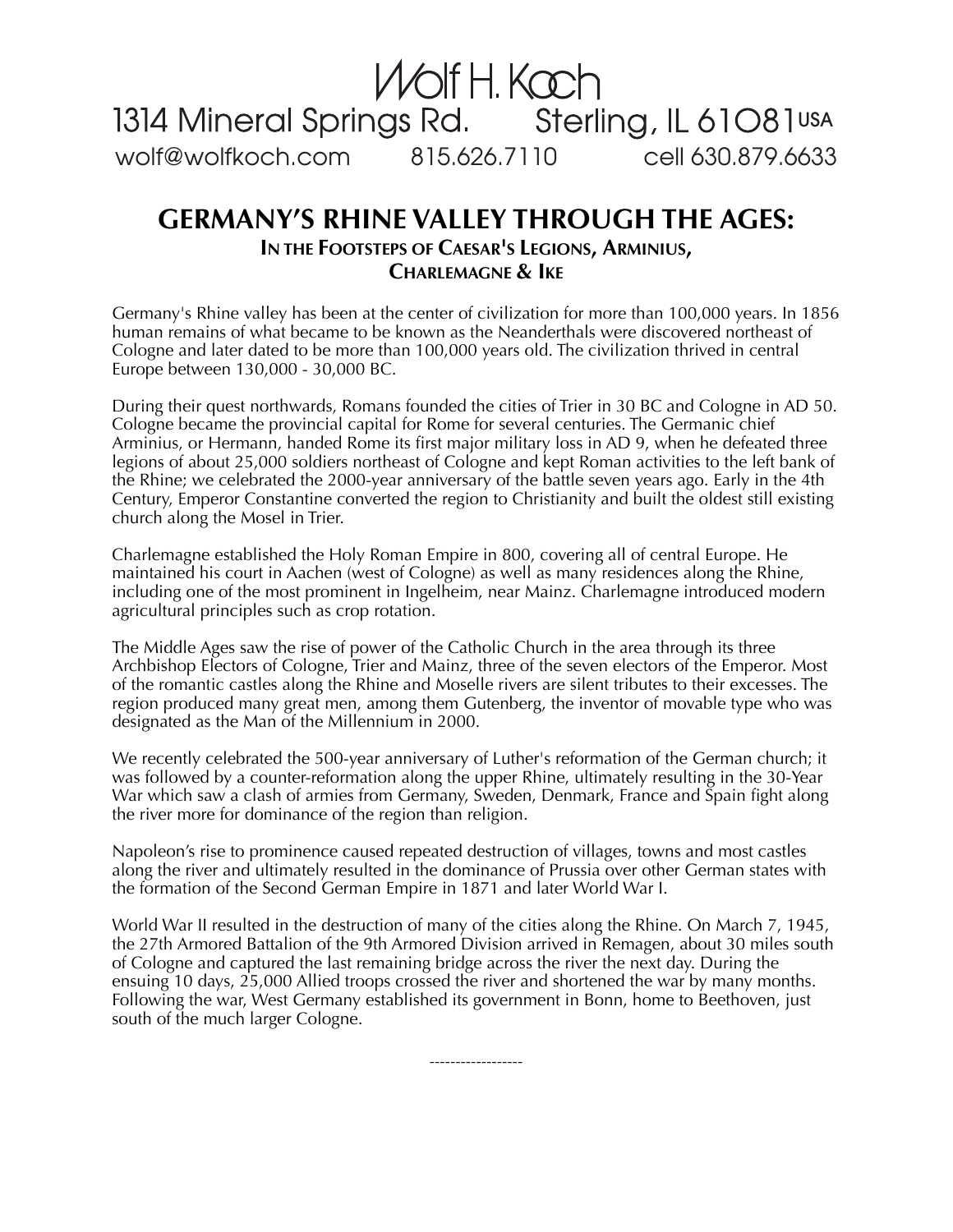# Wolf H. Koch

1314 Mineral Springs Rd. Sterling, IL 61081 USA

wolf@wolfkoch.com 815.626.7110 cell 630.879.6633

## GERMANY'S RHINE VALLEY THROUGH THE AGES:

### In the Footsteps of Caesar's Legions, Arminius, Charlemagne & Ike

Germany's Rhine valley has been at the center of civilization for more than 100,000 years. In 1856 human remains of what became to be known as the Neanderthals were discovered northeast of Cologne and later dated to be more than 100,000 years old. The civilization thrived in central Europe between 130,000 - 30,000 BC.

During their quest northwards, Romans founded the cities of Trier in 30 BC and Cologne in AD 50. Cologne became the provincial capital for Rome for several centuries. The Germanic chief Arminius, or Hermann, handed Rome its first major military loss in AD 9, when he defeated three legions of about 25,000 soldiers northeast of Cologne and kept Roman activities to the left bank of the Rhine; we celebrated the 2000-year anniversary of the battle seven years ago. Early in the 4th Century, Emperor Constantine converted the region to Christianity and built the oldest still existing church along the Mosel in Trier.

Charlemagne established the Holy Roman Empire in 800, covering all of central Europe. He maintained his court in Aachen (west of Cologne) as well as many residences along the Rhine, including one of the most prominent in Ingelheim, near Mainz. Charlemagne introduced modern agricultural principles such as crop rotation.

The Middle Ages saw the rise of power of the Catholic Church in the area through its three Archbishop Electors of Cologne, Trier and Mainz, three of the seven electors of the Emperor. Most of the romantic castles along the Rhine and Moselle rivers are silent tributes to their excesses. The region produced many great men, among them Gutenberg, the inventor of movable type who was designated as the Man of the Millennium in 2000.

We recently celebrated the 500-year anniversary of Luther's reformation of the German church; it was followed by a counter-reformation along the upper Rhine, ultimately resulting in the 30-Year War which saw a clash of armies from Germany, Sweden, Denmark, France and Spain fight along the river more for dominance of the region than religion.

Napoleon's rise to prominence caused repeated destruction of villages, towns and most castles along the river and ultimately resulted in the dominance of Prussia over other German states with the formation of the Second German Empire in 1871 and later World War I.

World War II resulted in the destruction of many of the cities along the Rhine. On March 7, 1945, the 27th Armored Battalion of the 9th Armored Division arrived in Remagen, about 30 miles south of Cologne and captured the last remaining bridge across the river the next day. During the ensuing 10 days, 25,000 Allied troops crossed the river and shortened the war by many months. Following the war, West Germany established its government in Bonn, home to Beethoven, just south of the much larger Cologne.

------------------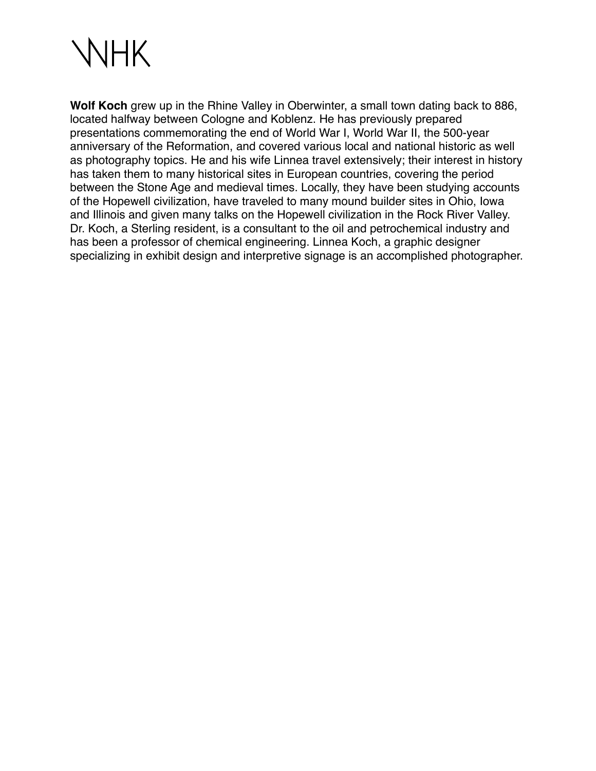WHK

**Wolf Koch** grew up in the Rhine Valley in Oberwinter, a small town dating back to 886, located halfway between Cologne and Koblenz. He has previously prepared presentations commemorating the end of World War I, World War II, the 500-year anniversary of the Reformation, and covered various local and national historic as well as photography topics. He and his wife Linnea travel extensively; their interest in history has taken them to many historical sites in European countries, covering the period between the Stone Age and medieval times. Locally, they have been studying accounts of the Hopewell civilization, have traveled to many mound builder sites in Ohio, Iowa and Illinois and given many talks on the Hopewell civilization in the Rock River Valley. Dr. Koch, a Sterling resident, is a consultant to the oil and petrochemical industry and has been a professor of chemical engineering. Linnea Koch, a graphic designer specializing in exhibit design and interpretive signage is an accomplished photographer.